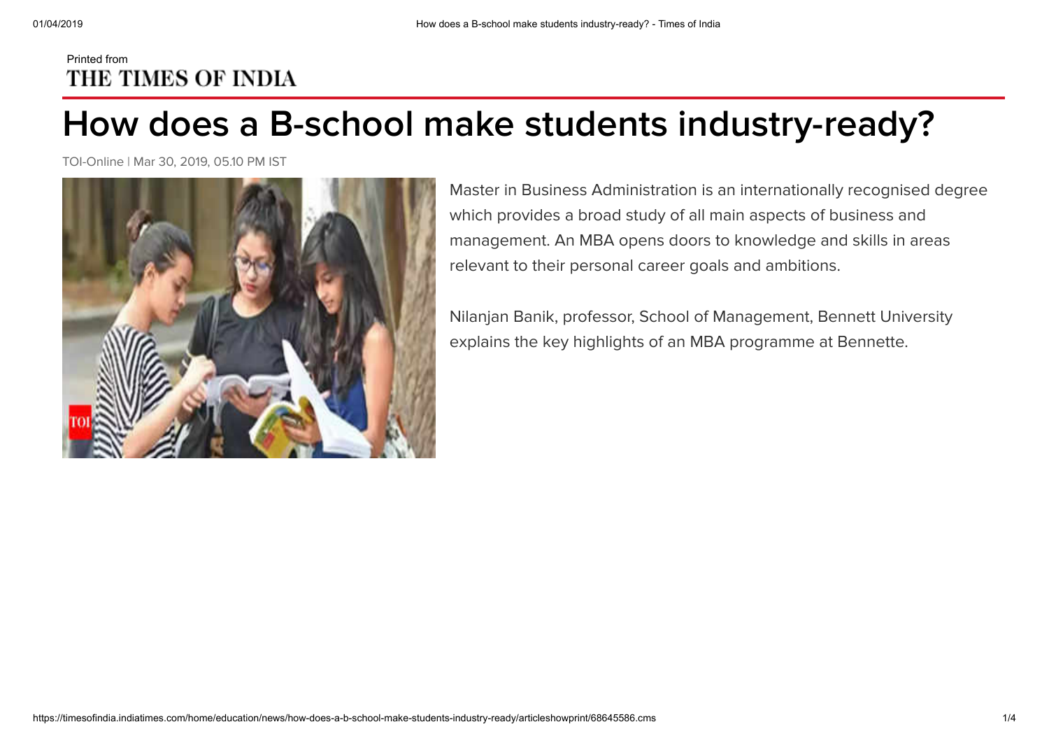Printed from
THE TIMES OF INDIA

# How does a B-school make students industry-ready?

TOI-Online | Mar 30, 2019, 05.10 PM IST

Master in Business Administration is an internationally recognised degree which provides a broad study of all main aspects of business and management. An MBA opens doors to knowledge and skills in areas relevant to their personal career goals and ambitions.

Nilanjan Banik, professor, School of Management, Bennett University explains the key highlights of an MBA programme at Bennette.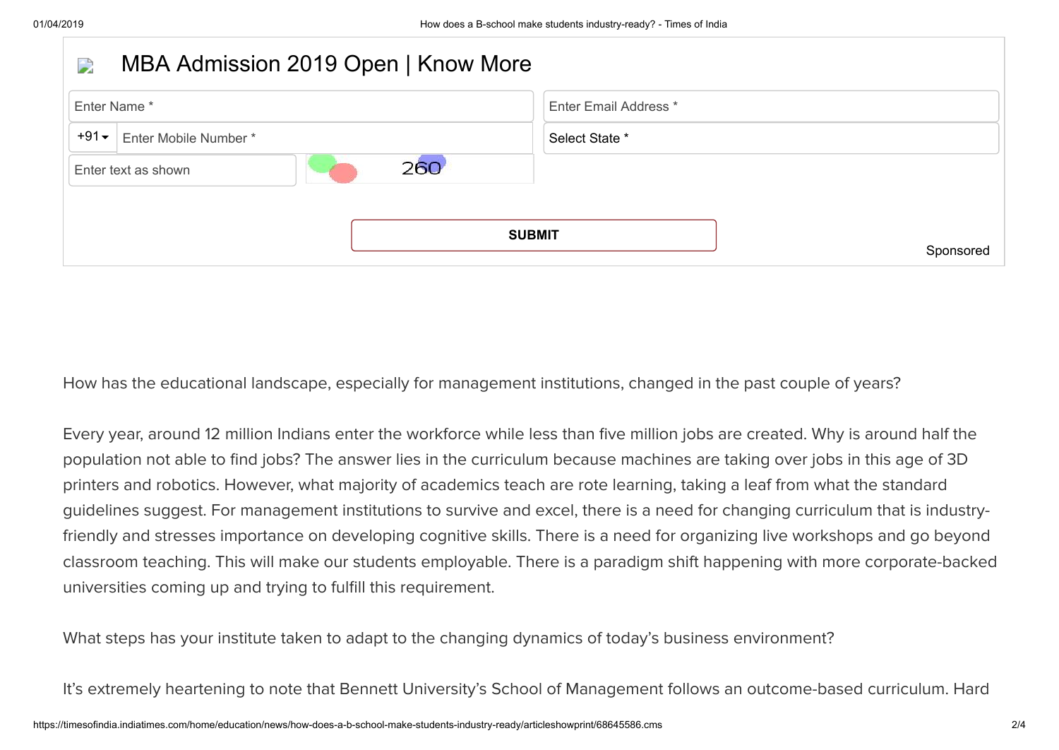MBA Admission 2019 Open | Know More

Enter Name *

Enter Email Address *

+91 Enter Mobile Number *

Select State *

Enter text as shown

260

SUBMIT

Sponsored

How has the educational landscape, especially for management institutions, changed in the past couple of years?

Every year, around 12 million Indians enter the workforce while less than five million jobs are created. Why is around half the population not able to find jobs? The answer lies in the curriculum because machines are taking over jobs in this age of 3D printers and robotics. However, what majority of academics teach are rote learning, taking a leaf from what the standard guidelines suggest. For management institutions to survive and excel, there is a need for changing curriculum that is industry-friendly and stresses importance on developing cognitive skills. There is a need for organizing live workshops and go beyond classroom teaching. This will make our students employable. There is a paradigm shift happening with more corporate-backed universities coming up and trying to fulfill this requirement.

What steps has your institute taken to adapt to the changing dynamics of today's business environment?

It's extremely heartening to note that Bennett University's School of Management follows an outcome-based curriculum. Hard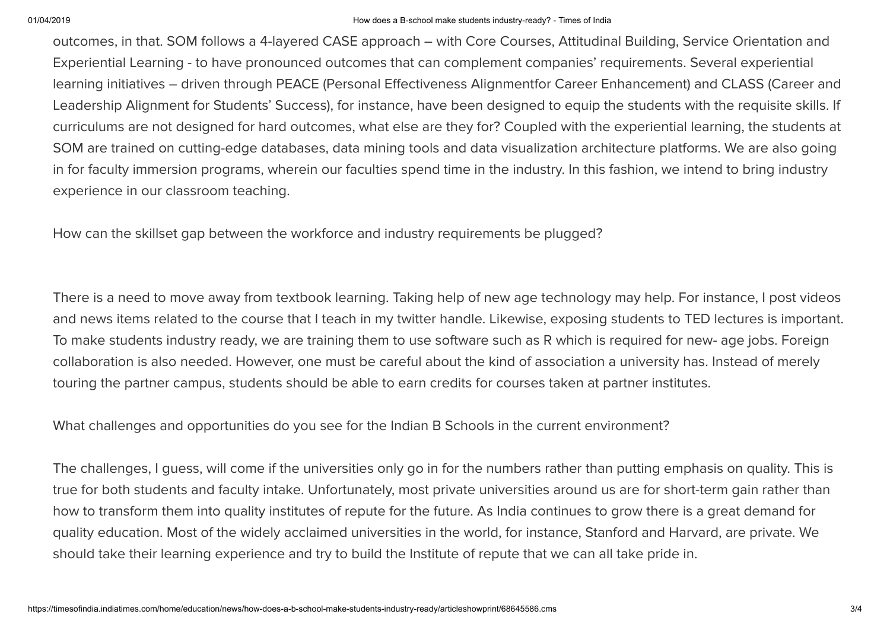outcomes, in that. SOM follows a 4-layered CASE approach – with Core Courses, Attitudinal Building, Service Orientation and Experiential Learning - to have pronounced outcomes that can complement companies' requirements. Several experiential learning initiatives – driven through PEACE (Personal Effectiveness Alignmentfor Career Enhancement) and CLASS (Career and Leadership Alignment for Students' Success), for instance, have been designed to equip the students with the requisite skills. If curriculums are not designed for hard outcomes, what else are they for? Coupled with the experiential learning, the students at SOM are trained on cutting-edge databases, data mining tools and data visualization architecture platforms. We are also going in for faculty immersion programs, wherein our faculties spend time in the industry. In this fashion, we intend to bring industry experience in our classroom teaching.

How can the skillset gap between the workforce and industry requirements be plugged?

There is a need to move away from textbook learning. Taking help of new age technology may help. For instance, I post videos and news items related to the course that I teach in my twitter handle. Likewise, exposing students to TED lectures is important. To make students industry ready, we are training them to use software such as R which is required for new- age jobs. Foreign collaboration is also needed. However, one must be careful about the kind of association a university has. Instead of merely touring the partner campus, students should be able to earn credits for courses taken at partner institutes.

What challenges and opportunities do you see for the Indian B Schools in the current environment?

The challenges, I guess, will come if the universities only go in for the numbers rather than putting emphasis on quality. This is true for both students and faculty intake. Unfortunately, most private universities around us are for short-term gain rather than how to transform them into quality institutes of repute for the future. As India continues to grow there is a great demand for quality education. Most of the widely acclaimed universities in the world, for instance, Stanford and Harvard, are private. We should take their learning experience and try to build the Institute of repute that we can all take pride in.